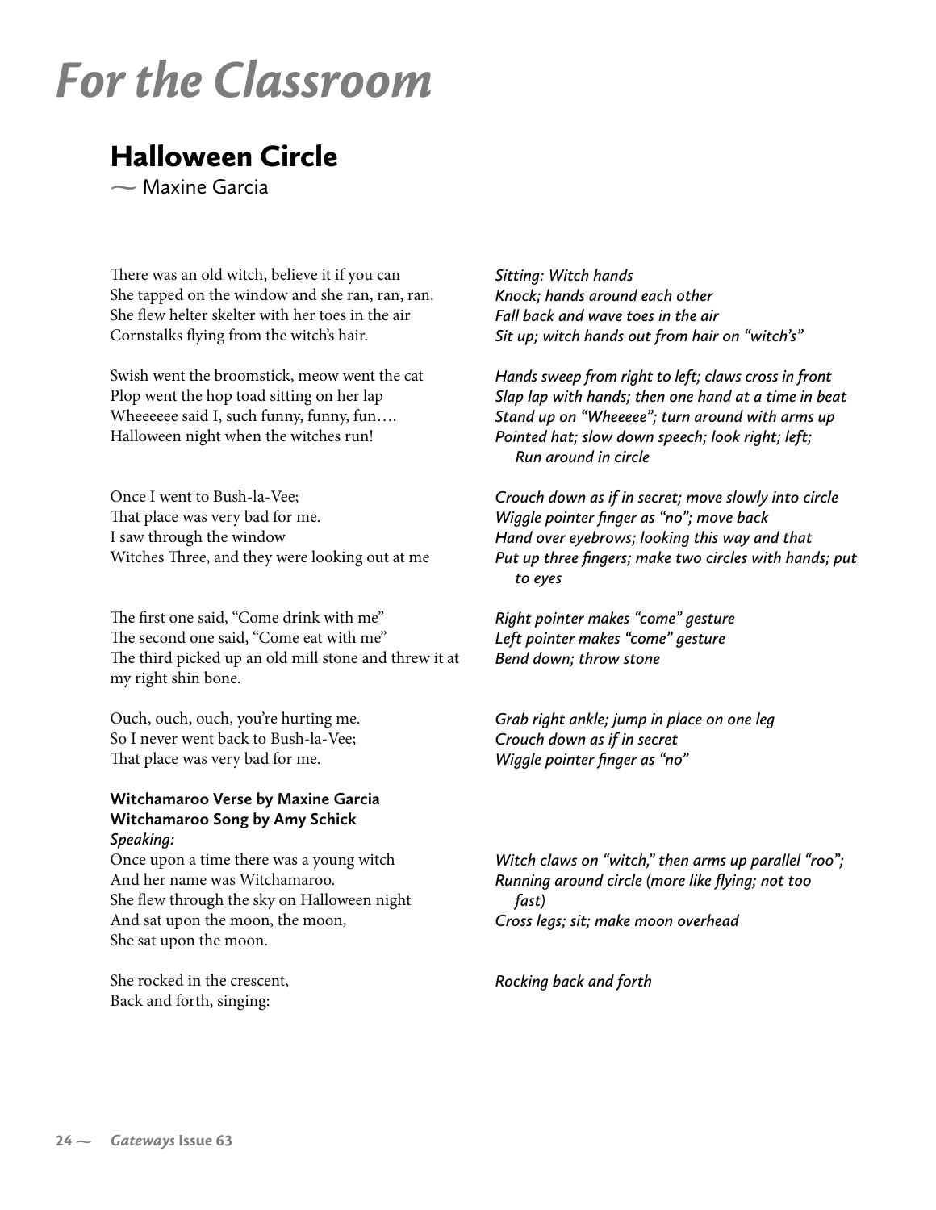# For the Classroom

## Halloween Circle

~ Maxine Garcia

| | |
|---|---|
| There was an old witch, believe it if you can | *Sitting: Witch hands* |
| She tapped on the window and she ran, ran, ran. | *Knock; hands around each other* |
| She flew helter skelter with her toes in the air | *Fall back and wave toes in the air* |
| Cornstalks flying from the witch's hair. | *Sit up; witch hands out from hair on "witch's"* |
| | |
| Swish went the broomstick, meow went the cat | *Hands sweep from right to left; claws cross in front* |
| Plop went the hop toad sitting on her lap | *Slap lap with hands; then one hand at a time in beat* |
| Wheeeeee said I, such funny, funny, fun…. | *Stand up on "Wheeeee"; turn around with arms up* |
| Halloween night when the witches run! | *Pointed hat; slow down speech; look right; left; Run around in circle* |
| | |
| Once I went to Bush-la-Vee; | *Crouch down as if in secret; move slowly into circle* |
| That place was very bad for me. | *Wiggle pointer finger as "no"; move back* |
| I saw through the window | *Hand over eyebrows; looking this way and that* |
| Witches Three, and they were looking out at me | *Put up three fingers; make two circles with hands; put to eyes* |
| | |
| The first one said, "Come drink with me" | *Right pointer makes "come" gesture* |
| The second one said, "Come eat with me" | *Left pointer makes "come" gesture* |
| The third picked up an old mill stone and threw it at my right shin bone. | *Bend down; throw stone* |
| | |
| Ouch, ouch, ouch, you're hurting me. | *Grab right ankle; jump in place on one leg* |
| So I never went back to Bush-la-Vee; | *Crouch down as if in secret* |
| That place was very bad for me. | *Wiggle pointer finger as "no"* |

**Witchamaroo Verse by Maxine Garcia**
**Witchamaroo Song by Amy Schick**

*Speaking:*

| | |
|---|---|
| Once upon a time there was a young witch | *Witch claws on "witch," then arms up parallel "roo";* |
| And her name was Witchamaroo. | |
| She flew through the sky on Halloween night | *Running around circle (more like flying; not too fast)* |
| And sat upon the moon, the moon, | *Cross legs; sit; make moon overhead* |
| She sat upon the moon. | |
| | |
| She rocked in the crescent, | *Rocking back and forth* |
| Back and forth, singing: | |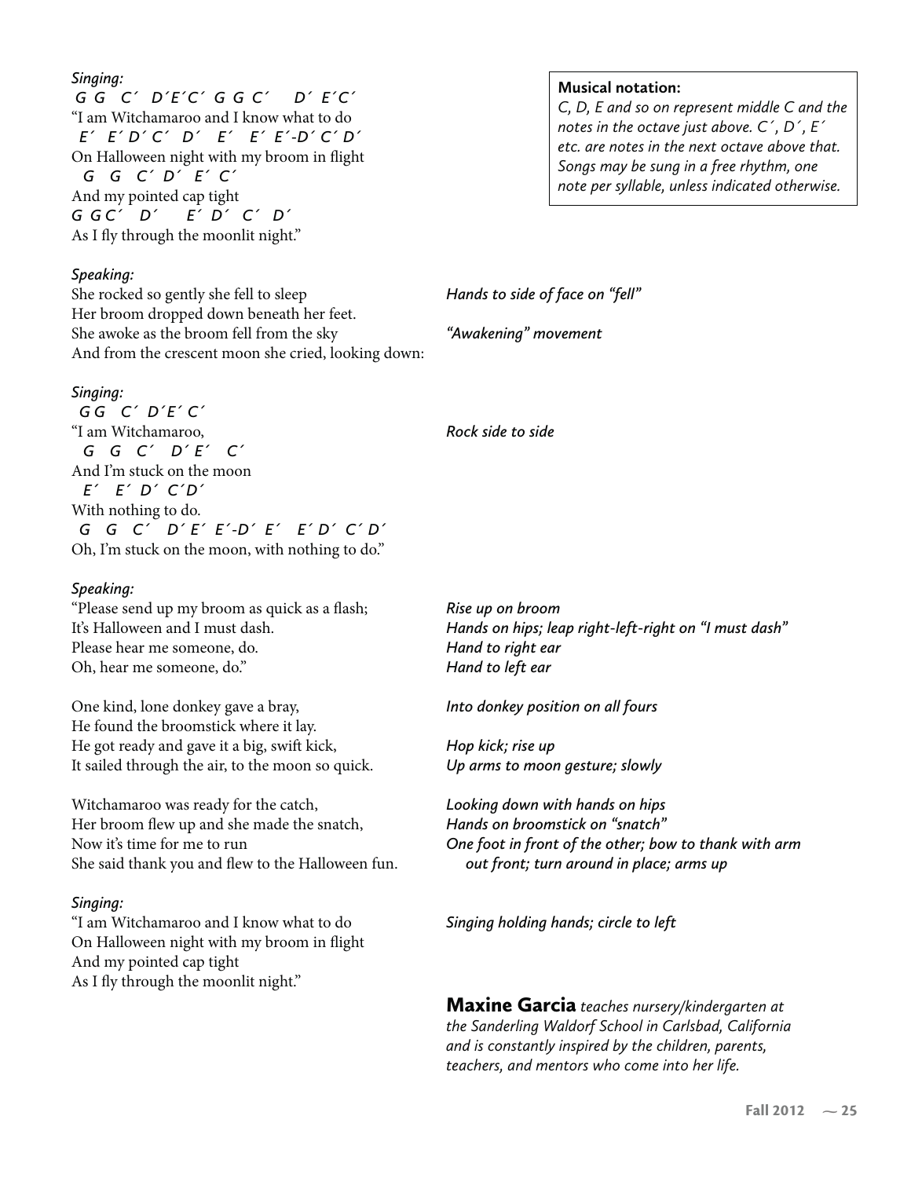*Singing:*

*G G C´ D´E´C´ G G C´ D´ E´C´*
"I am Witchamaroo and I know what to do
*E´ E´ D´ C´ D´ E´ E´ E´-D´ C´ D´*
On Halloween night with my broom in flight
*G G C´ D´ E´ C´*
And my pointed cap tight
*G G C´ D´ E´ D´ C´ D´*
As I fly through the moonlit night."

> **Musical notation:**
> *C, D, E and so on represent middle C and the notes in the octave just above. C´, D´, E´ etc. are notes in the next octave above that. Songs may be sung in a free rhythm, one note per syllable, unless indicated otherwise.*

*Speaking:*

She rocked so gently she fell to sleep — *Hands to side of face on "fell"*
Her broom dropped down beneath her feet.
She awoke as the broom fell from the sky — *"Awakening" movement*
And from the crescent moon she cried, looking down:

*Singing:*

*G G C´ D´E´ C´*
"I am Witchamaroo, — *Rock side to side*
*G G C´ D´ E´ C´*
And I'm stuck on the moon
*E´ E´ D´ C´D´*
With nothing to do.
*G G C´ D´ E´ E´-D´ E´ E´ D´ C´ D´*
Oh, I'm stuck on the moon, with nothing to do."

*Speaking:*

"Please send up my broom as quick as a flash; — *Rise up on broom*
It's Halloween and I must dash. — *Hands on hips; leap right-left-right on "I must dash"*
Please hear me someone, do. — *Hand to right ear*
Oh, hear me someone, do." — *Hand to left ear*

One kind, lone donkey gave a bray, — *Into donkey position on all fours*
He found the broomstick where it lay.
He got ready and gave it a big, swift kick, — *Hop kick; rise up*
It sailed through the air, to the moon so quick. — *Up arms to moon gesture; slowly*

Witchamaroo was ready for the catch, — *Looking down with hands on hips*
Her broom flew up and she made the snatch, — *Hands on broomstick on "snatch"*
Now it's time for me to run — *One foot in front of the other; bow to thank with arm out front; turn around in place; arms up*
She said thank you and flew to the Halloween fun.

*Singing:*

"I am Witchamaroo and I know what to do — *Singing holding hands; circle to left*
On Halloween night with my broom in flight
And my pointed cap tight
As I fly through the moonlit night."

**Maxine Garcia** *teaches nursery/kindergarten at the Sanderling Waldorf School in Carlsbad, California and is constantly inspired by the children, parents, teachers, and mentors who come into her life.*